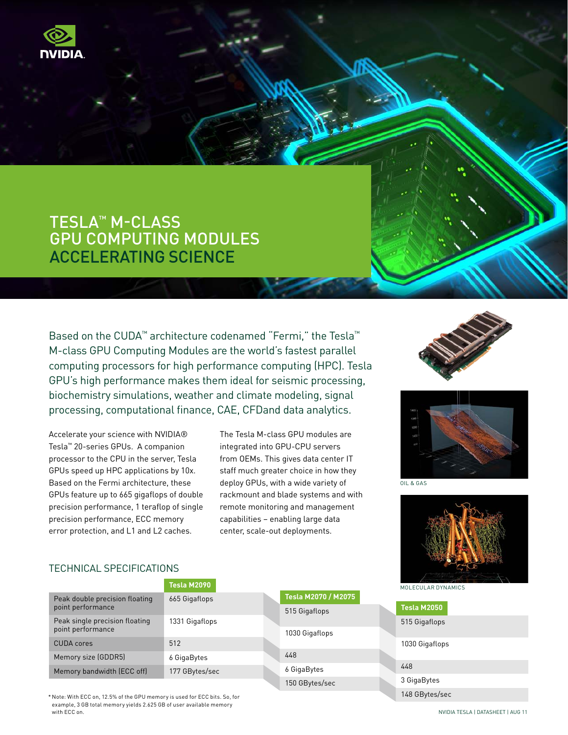# TESLA™ M-CLASS GPU COMPUTING MODULES ACCELERATING SCIENCE

Based on the CUDA™ architecture codenamed "Fermi," the Tesla™ M-class GPU Computing Modules are the world's fastest parallel computing processors for high performance computing (HPC). Tesla GPU's high performance makes them ideal for seismic processing, biochemistry simulations, weather and climate modeling, signal processing, computational finance, CAE, CFDand data analytics.

Accelerate your science with NVIDIA® Tesla™ 20-series GPUs. A companion processor to the CPU in the server, Tesla GPUs speed up HPC applications by 10x. Based on the Fermi architecture, these GPUs feature up to 665 gigaflops of double precision performance, 1 teraflop of single precision performance, ECC memory error protection, and L1 and L2 caches.

The Tesla M-class GPU modules are integrated into GPU-CPU servers from OEMs. This gives data center IT staff much greater choice in how they deploy GPUs, with a wide variety of rackmount and blade systems and with remote monitoring and management capabilities – enabling large data center, scale-out deployments.

OIL & GAS

MOLECULAR DYNAMICS

## TECHNICAL SPECIFICATIONS

| | Tesla M2090 | Tesla M2070 / M2075 | Tesla M2050 |
|---|---|---|---|
| Peak double precision floating point performance | 665 Gigaflops | 515 Gigaflops | 515 Gigaflops |
| Peak single precision floating point performance | 1331 Gigaflops | 1030 Gigaflops | 1030 Gigaflops |
| CUDA cores | 512 | 448 | 448 |
| Memory size (GDDR5) | 6 GigaBytes | 6 GigaBytes | 3 GigaBytes |
| Memory bandwidth (ECC off) | 177 GBytes/sec | 150 GBytes/sec | 148 GBytes/sec |

* Note: With ECC on, 12.5% of the GPU memory is used for ECC bits. So, for example, 3 GB total memory yields 2.625 GB of user available memory with ECC on.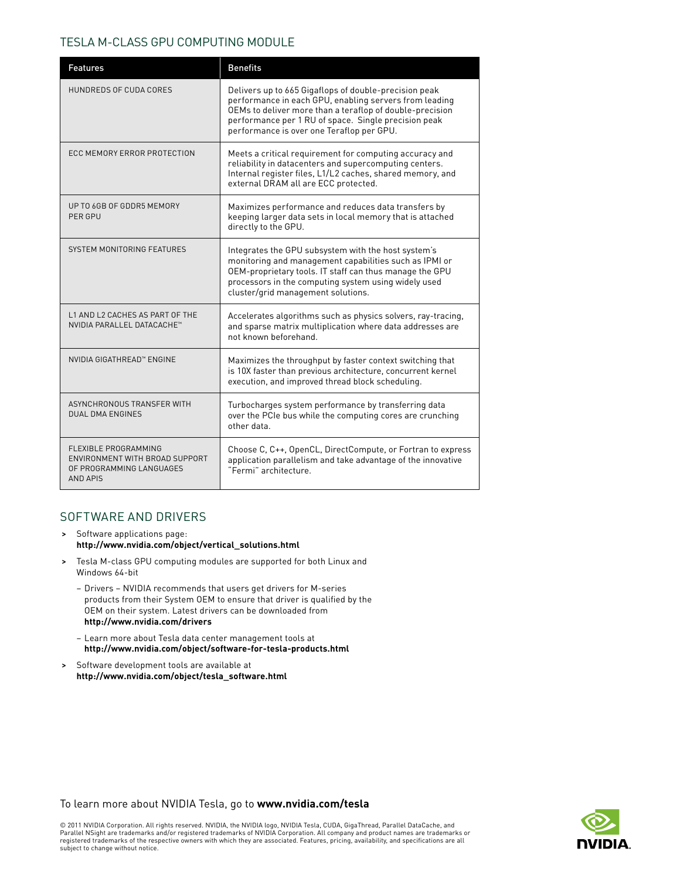## TESLA M-CLASS GPU COMPUTING MODULE

| Features | Benefits |
|---|---|
| HUNDREDS OF CUDA CORES | Delivers up to 665 Gigaflops of double-precision peak performance in each GPU, enabling servers from leading OEMs to deliver more than a teraflop of double-precision performance per 1 RU of space. Single precision peak performance is over one Teraflop per GPU. |
| ECC MEMORY ERROR PROTECTION | Meets a critical requirement for computing accuracy and reliability in datacenters and supercomputing centers. Internal register files, L1/L2 caches, shared memory, and external DRAM all are ECC protected. |
| UP TO 6GB OF GDDR5 MEMORY PER GPU | Maximizes performance and reduces data transfers by keeping larger data sets in local memory that is attached directly to the GPU. |
| SYSTEM MONITORING FEATURES | Integrates the GPU subsystem with the host system's monitoring and management capabilities such as IPMI or OEM-proprietary tools. IT staff can thus manage the GPU processors in the computing system using widely used cluster/grid management solutions. |
| L1 AND L2 CACHES AS PART OF THE NVIDIA PARALLEL DATACACHE™ | Accelerates algorithms such as physics solvers, ray-tracing, and sparse matrix multiplication where data addresses are not known beforehand. |
| NVIDIA GIGATHREAD™ ENGINE | Maximizes the throughput by faster context switching that is 10X faster than previous architecture, concurrent kernel execution, and improved thread block scheduling. |
| ASYNCHRONOUS TRANSFER WITH DUAL DMA ENGINES | Turbocharges system performance by transferring data over the PCIe bus while the computing cores are crunching other data. |
| FLEXIBLE PROGRAMMING ENVIRONMENT WITH BROAD SUPPORT OF PROGRAMMING LANGUAGES AND APIS | Choose C, C++, OpenCL, DirectCompute, or Fortran to express application parallelism and take advantage of the innovative "Fermi" architecture. |

## SOFTWARE AND DRIVERS

- Software applications page: **http://www.nvidia.com/object/vertical_solutions.html**
- Tesla M-class GPU computing modules are supported for both Linux and Windows 64-bit
  - Drivers – NVIDIA recommends that users get drivers for M-series products from their System OEM to ensure that driver is qualified by the OEM on their system. Latest drivers can be downloaded from **http://www.nvidia.com/drivers**
  - Learn more about Tesla data center management tools at **http://www.nvidia.com/object/software-for-tesla-products.html**
- Software development tools are available at **http://www.nvidia.com/object/tesla_software.html**

To learn more about NVIDIA Tesla, go to **www.nvidia.com/tesla**

© 2011 NVIDIA Corporation. All rights reserved. NVIDIA, the NVIDIA logo, NVIDIA Tesla, CUDA, GigaThread, Parallel DataCache, and Parallel NSight are trademarks and/or registered trademarks of NVIDIA Corporation. All company and product names are trademarks or registered trademarks of the respective owners with which they are associated. Features, pricing, availability, and specifications are all subject to change without notice.